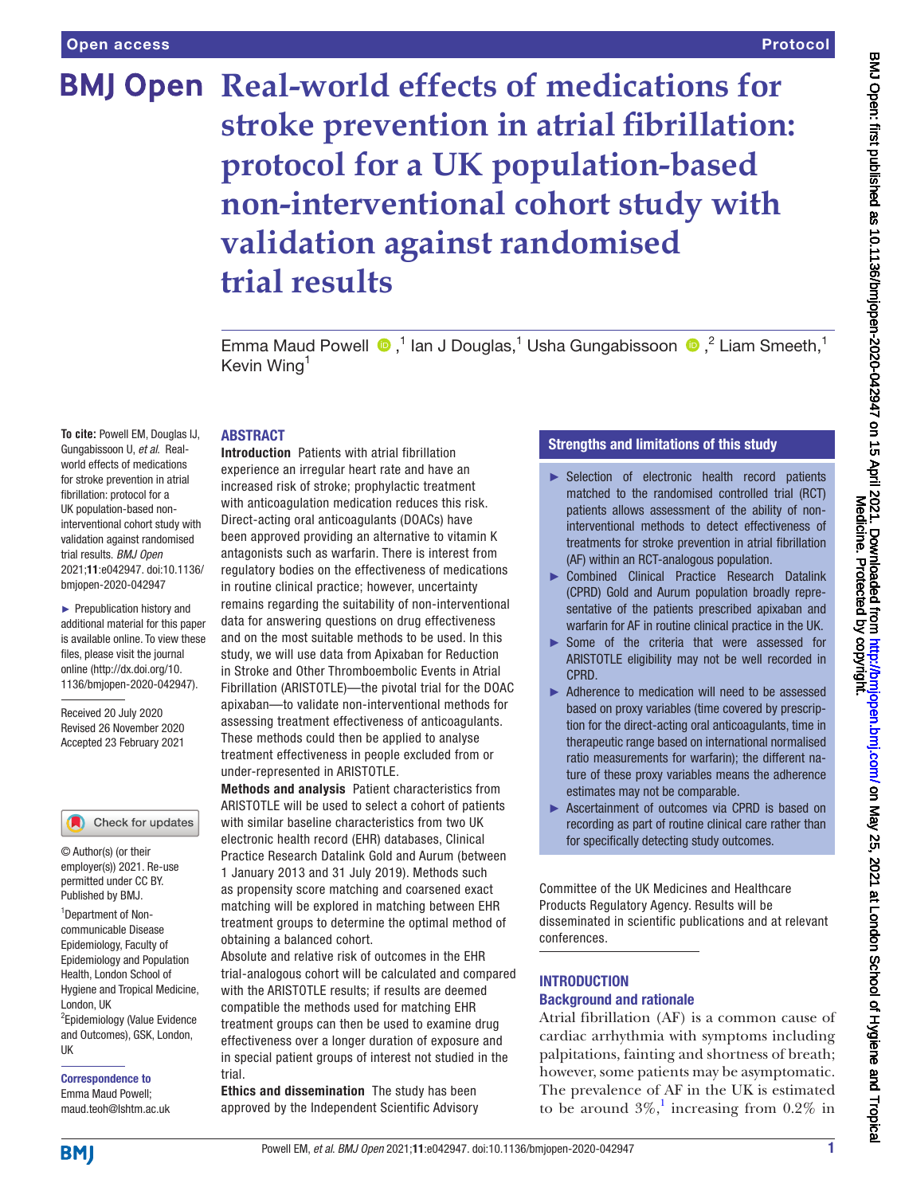Open access

Protocol

# Real-world effects of medications for stroke prevention in atrial fibrillation: protocol for a UK population-based non-interventional cohort study with validation against randomised trial results

Emma Maud Powell [1], Ian J Douglas [1], Usha Gungabissoon [2], Liam Smeeth [1], Kevin Wing [1]

**To cite:** Powell EM, Douglas IJ, Gungabissoon U, *et al*. Real-world effects of medications for stroke prevention in atrial fibrillation: protocol for a UK population-based non-interventional cohort study with validation against randomised trial results. *BMJ Open* 2021;**11**:e042947. doi:10.1136/bmjopen-2020-042947

► Prepublication history and additional material for this paper is available online. To view these files, please visit the journal online (http://dx.doi.org/10.1136/bmjopen-2020-042947).

Received 20 July 2020
Revised 26 November 2020
Accepted 23 February 2021

© Author(s) (or their employer(s)) 2021. Re-use permitted under CC BY. Published by BMJ.

[1] Department of Non-communicable Disease Epidemiology, Faculty of Epidemiology and Population Health, London School of Hygiene and Tropical Medicine, London, UK
[2] Epidemiology (Value Evidence and Outcomes), GSK, London, UK

**Correspondence to**
Emma Maud Powell;
maud.teoh@lshtm.ac.uk

## ABSTRACT

**Introduction** Patients with atrial fibrillation experience an irregular heart rate and have an increased risk of stroke; prophylactic treatment with anticoagulation medication reduces this risk. Direct-acting oral anticoagulants (DOACs) have been approved providing an alternative to vitamin K antagonists such as warfarin. There is interest from regulatory bodies on the effectiveness of medications in routine clinical practice; however, uncertainty remains regarding the suitability of non-interventional data for answering questions on drug effectiveness and on the most suitable methods to be used. In this study, we will use data from Apixaban for Reduction in Stroke and Other Thromboembolic Events in Atrial Fibrillation (ARISTOTLE)—the pivotal trial for the DOAC apixaban—to validate non-interventional methods for assessing treatment effectiveness of anticoagulants. These methods could then be applied to analyse treatment effectiveness in people excluded from or under-represented in ARISTOTLE.

**Methods and analysis** Patient characteristics from ARISTOTLE will be used to select a cohort of patients with similar baseline characteristics from two UK electronic health record (EHR) databases, Clinical Practice Research Datalink Gold and Aurum (between 1 January 2013 and 31 July 2019). Methods such as propensity score matching and coarsened exact matching will be explored in matching between EHR treatment groups to determine the optimal method of obtaining a balanced cohort.

Absolute and relative risk of outcomes in the EHR trial-analogous cohort will be calculated and compared with the ARISTOTLE results; if results are deemed compatible the methods used for matching EHR treatment groups can then be used to examine drug effectiveness over a longer duration of exposure and in special patient groups of interest not studied in the trial.

**Ethics and dissemination** The study has been approved by the Independent Scientific Advisory Committee of the UK Medicines and Healthcare Products Regulatory Agency. Results will be disseminated in scientific publications and at relevant conferences.

## Strengths and limitations of this study

- Selection of electronic health record patients matched to the randomised controlled trial (RCT) patients allows assessment of the ability of non-interventional methods to detect effectiveness of treatments for stroke prevention in atrial fibrillation (AF) within an RCT-analogous population.
- Combined Clinical Practice Research Datalink (CPRD) Gold and Aurum population broadly representative of the patients prescribed apixaban and warfarin for AF in routine clinical practice in the UK.
- Some of the criteria that were assessed for ARISTOTLE eligibility may not be well recorded in CPRD.
- Adherence to medication will need to be assessed based on proxy variables (time covered by prescription for the direct-acting oral anticoagulants, time in therapeutic range based on international normalised ratio measurements for warfarin); the different nature of these proxy variables means the adherence estimates may not be comparable.
- Ascertainment of outcomes via CPRD is based on recording as part of routine clinical care rather than for specifically detecting study outcomes.

## INTRODUCTION

### Background and rationale

Atrial fibrillation (AF) is a common cause of cardiac arrhythmia with symptoms including palpitations, fainting and shortness of breath; however, some patients may be asymptomatic. The prevalence of AF in the UK is estimated to be around 3%,[1] increasing from 0.2% in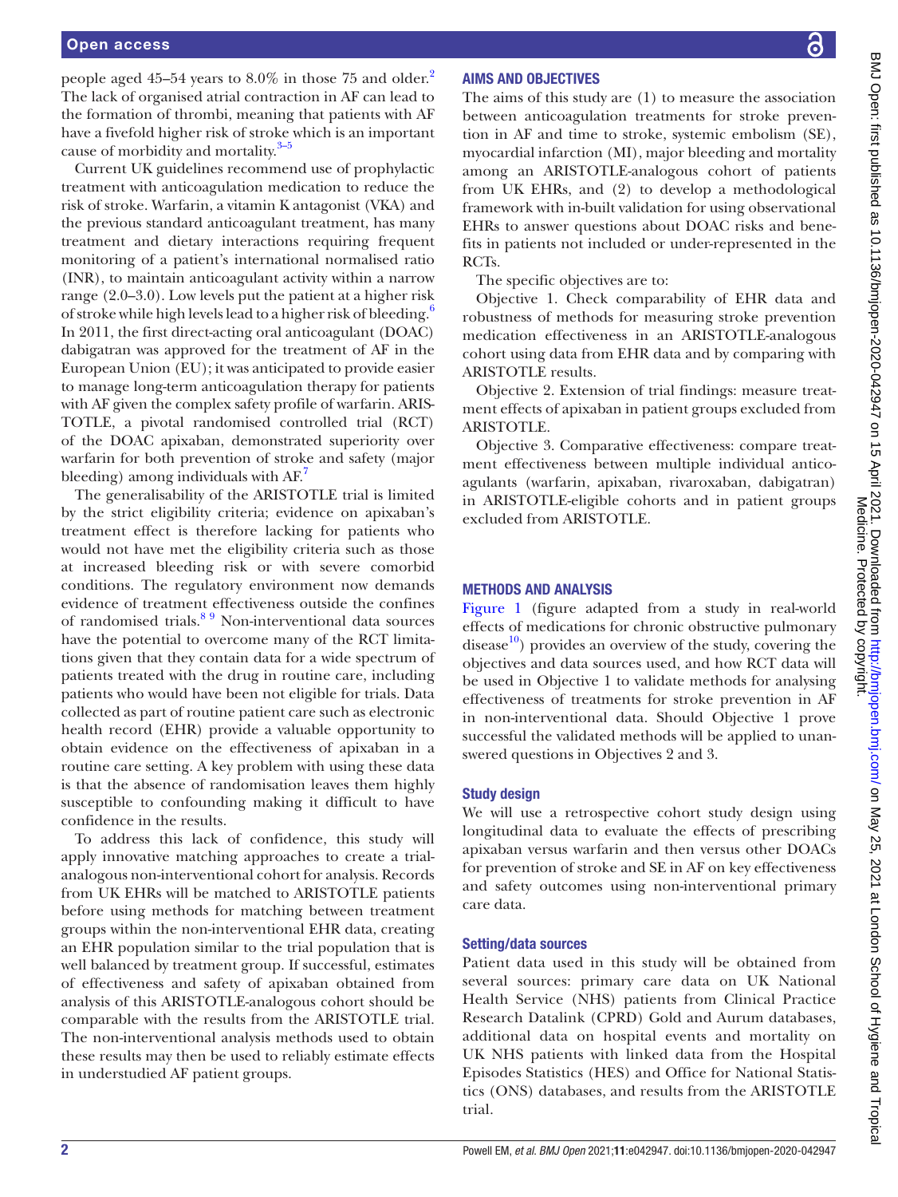people aged 45–54 years to 8.0% in those 75 and older.[2] The lack of organised atrial contraction in AF can lead to the formation of thrombi, meaning that patients with AF have a fivefold higher risk of stroke which is an important cause of morbidity and mortality.[3–5]

Current UK guidelines recommend use of prophylactic treatment with anticoagulation medication to reduce the risk of stroke. Warfarin, a vitamin K antagonist (VKA) and the previous standard anticoagulant treatment, has many treatment and dietary interactions requiring frequent monitoring of a patient's international normalised ratio (INR), to maintain anticoagulant activity within a narrow range (2.0–3.0). Low levels put the patient at a higher risk of stroke while high levels lead to a higher risk of bleeding.[6] In 2011, the first direct-acting oral anticoagulant (DOAC) dabigatran was approved for the treatment of AF in the European Union (EU); it was anticipated to provide easier to manage long-term anticoagulation therapy for patients with AF given the complex safety profile of warfarin. ARISTOTLE, a pivotal randomised controlled trial (RCT) of the DOAC apixaban, demonstrated superiority over warfarin for both prevention of stroke and safety (major bleeding) among individuals with AF.[7]

The generalisability of the ARISTOTLE trial is limited by the strict eligibility criteria; evidence on apixaban's treatment effect is therefore lacking for patients who would not have met the eligibility criteria such as those at increased bleeding risk or with severe comorbid conditions. The regulatory environment now demands evidence of treatment effectiveness outside the confines of randomised trials.[8 9] Non-interventional data sources have the potential to overcome many of the RCT limitations given that they contain data for a wide spectrum of patients treated with the drug in routine care, including patients who would have been not eligible for trials. Data collected as part of routine patient care such as electronic health record (EHR) provide a valuable opportunity to obtain evidence on the effectiveness of apixaban in a routine care setting. A key problem with using these data is that the absence of randomisation leaves them highly susceptible to confounding making it difficult to have confidence in the results.

To address this lack of confidence, this study will apply innovative matching approaches to create a trial-analogous non-interventional cohort for analysis. Records from UK EHRs will be matched to ARISTOTLE patients before using methods for matching between treatment groups within the non-interventional EHR data, creating an EHR population similar to the trial population that is well balanced by treatment group. If successful, estimates of effectiveness and safety of apixaban obtained from analysis of this ARISTOTLE-analogous cohort should be comparable with the results from the ARISTOTLE trial. The non-interventional analysis methods used to obtain these results may then be used to reliably estimate effects in understudied AF patient groups.

## AIMS AND OBJECTIVES

The aims of this study are (1) to measure the association between anticoagulation treatments for stroke prevention in AF and time to stroke, systemic embolism (SE), myocardial infarction (MI), major bleeding and mortality among an ARISTOTLE-analogous cohort of patients from UK EHRs, and (2) to develop a methodological framework with in-built validation for using observational EHRs to answer questions about DOAC risks and benefits in patients not included or under-represented in the RCTs.

The specific objectives are to:

Objective 1. Check comparability of EHR data and robustness of methods for measuring stroke prevention medication effectiveness in an ARISTOTLE-analogous cohort using data from EHR data and by comparing with ARISTOTLE results.

Objective 2. Extension of trial findings: measure treatment effects of apixaban in patient groups excluded from ARISTOTLE.

Objective 3. Comparative effectiveness: compare treatment effectiveness between multiple individual anticoagulants (warfarin, apixaban, rivaroxaban, dabigatran) in ARISTOTLE-eligible cohorts and in patient groups excluded from ARISTOTLE.

## METHODS AND ANALYSIS

Figure 1 (figure adapted from a study in real-world effects of medications for chronic obstructive pulmonary disease[10]) provides an overview of the study, covering the objectives and data sources used, and how RCT data will be used in Objective 1 to validate methods for analysing effectiveness of treatments for stroke prevention in AF in non-interventional data. Should Objective 1 prove successful the validated methods will be applied to unanswered questions in Objectives 2 and 3.

### Study design

We will use a retrospective cohort study design using longitudinal data to evaluate the effects of prescribing apixaban versus warfarin and then versus other DOACs for prevention of stroke and SE in AF on key effectiveness and safety outcomes using non-interventional primary care data.

### Setting/data sources

Patient data used in this study will be obtained from several sources: primary care data on UK National Health Service (NHS) patients from Clinical Practice Research Datalink (CPRD) Gold and Aurum databases, additional data on hospital events and mortality on UK NHS patients with linked data from the Hospital Episodes Statistics (HES) and Office for National Statistics (ONS) databases, and results from the ARISTOTLE trial.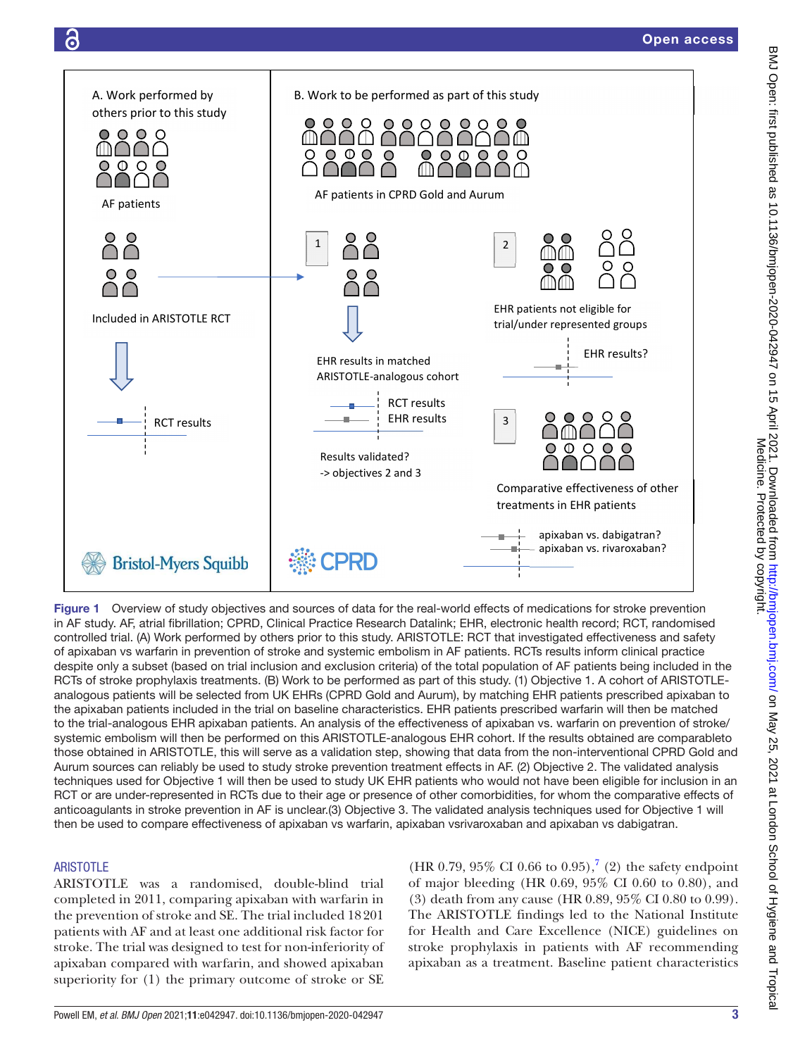Figure 1 Overview of study objectives and sources of data for the real-world effects of medications for stroke prevention in AF study. AF, atrial fibrillation; CPRD, Clinical Practice Research Datalink; EHR, electronic health record; RCT, randomised controlled trial. (A) Work performed by others prior to this study. ARISTOTLE: RCT that investigated effectiveness and safety of apixaban vs warfarin in prevention of stroke and systemic embolism in AF patients. RCTs results inform clinical practice despite only a subset (based on trial inclusion and exclusion criteria) of the total population of AF patients being included in the RCTs of stroke prophylaxis treatments. (B) Work to be performed as part of this study. (1) Objective 1. A cohort of ARISTOTLE-analogous patients will be selected from UK EHRs (CPRD Gold and Aurum), by matching EHR patients prescribed apixaban to the apixaban patients included in the trial on baseline characteristics. EHR patients prescribed warfarin will then be matched to the trial-analogous EHR apixaban patients. An analysis of the effectiveness of apixaban vs. warfarin on prevention of stroke/systemic embolism will then be performed on this ARISTOTLE-analogous EHR cohort. If the results obtained are comparableto those obtained in ARISTOTLE, this will serve as a validation step, showing that data from the non-interventional CPRD Gold and Aurum sources can reliably be used to study stroke prevention treatment effects in AF. (2) Objective 2. The validated analysis techniques used for Objective 1 will then be used to study UK EHR patients who would not have been eligible for inclusion in an RCT or are under-represented in RCTs due to their age or presence of other comorbidities, for whom the comparative effects of anticoagulants in stroke prevention in AF is unclear.(3) Objective 3. The validated analysis techniques used for Objective 1 will then be used to compare effectiveness of apixaban vs warfarin, apixaban vsrivaroxaban and apixaban vs dabigatran.

## ARISTOTLE

ARISTOTLE was a randomised, double-blind trial completed in 2011, comparing apixaban with warfarin in the prevention of stroke and SE. The trial included 18201 patients with AF and at least one additional risk factor for stroke. The trial was designed to test for non-inferiority of apixaban compared with warfarin, and showed apixaban superiority for (1) the primary outcome of stroke or SE (HR 0.79, 95% CI 0.66 to 0.95),[7] (2) the safety endpoint of major bleeding (HR 0.69, 95% CI 0.60 to 0.80), and (3) death from any cause (HR 0.89, 95% CI 0.80 to 0.99). The ARISTOTLE findings led to the National Institute for Health and Care Excellence (NICE) guidelines on stroke prophylaxis in patients with AF recommending apixaban as a treatment. Baseline patient characteristics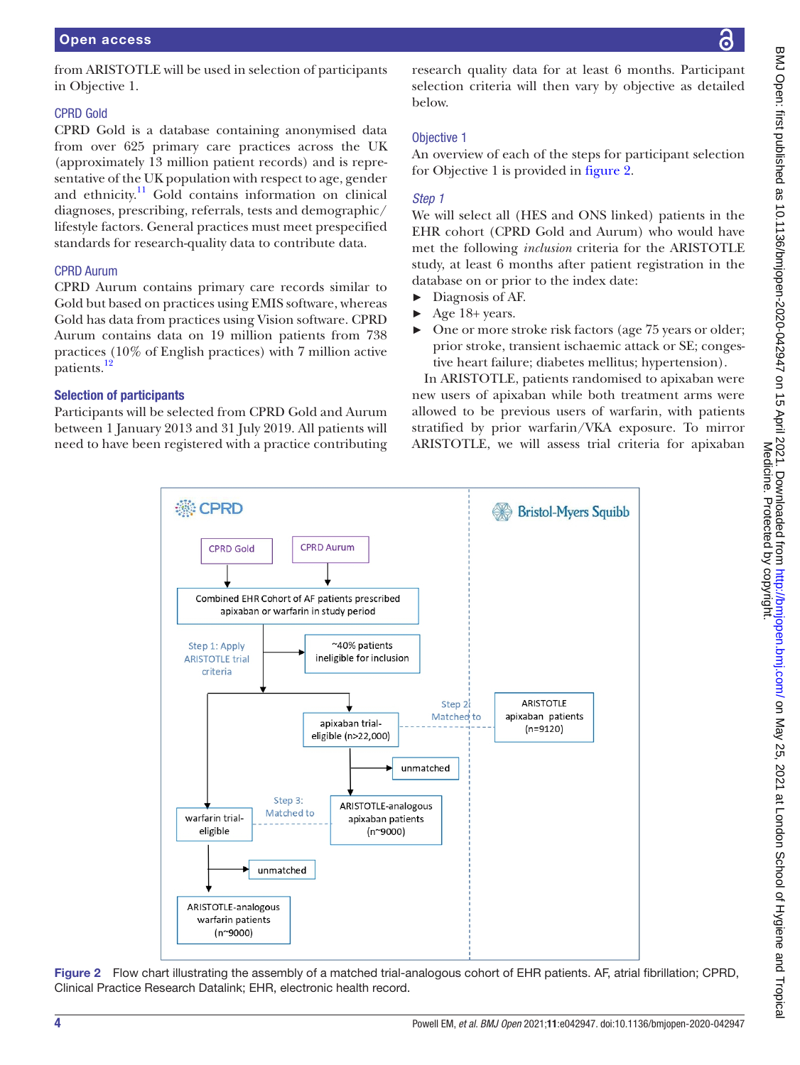from ARISTOTLE will be used in selection of participants in Objective 1.

### CPRD Gold

CPRD Gold is a database containing anonymised data from over 625 primary care practices across the UK (approximately 13 million patient records) and is representative of the UK population with respect to age, gender and ethnicity.[11] Gold contains information on clinical diagnoses, prescribing, referrals, tests and demographic/lifestyle factors. General practices must meet prespecified standards for research-quality data to contribute data.

### CPRD Aurum

CPRD Aurum contains primary care records similar to Gold but based on practices using EMIS software, whereas Gold has data from practices using Vision software. CPRD Aurum contains data on 19 million patients from 738 practices (10% of English practices) with 7 million active patients.[12]

## Selection of participants

Participants will be selected from CPRD Gold and Aurum between 1 January 2013 and 31 July 2019. All patients will need to have been registered with a practice contributing research quality data for at least 6 months. Participant selection criteria will then vary by objective as detailed below.

### Objective 1

An overview of each of the steps for participant selection for Objective 1 is provided in figure 2.

#### *Step 1*

We will select all (HES and ONS linked) patients in the EHR cohort (CPRD Gold and Aurum) who would have met the following *inclusion* criteria for the ARISTOTLE study, at least 6 months after patient registration in the database on or prior to the index date:

- Diagnosis of AF.
- Age 18+ years.
- One or more stroke risk factors (age 75 years or older; prior stroke, transient ischaemic attack or SE; congestive heart failure; diabetes mellitus; hypertension).

In ARISTOTLE, patients randomised to apixaban were new users of apixaban while both treatment arms were allowed to be previous users of warfarin, with patients stratified by prior warfarin/VKA exposure. To mirror ARISTOTLE, we will assess trial criteria for apixaban

Figure 2 Flow chart illustrating the assembly of a matched trial-analogous cohort of EHR patients. AF, atrial fibrillation; CPRD, Clinical Practice Research Datalink; EHR, electronic health record.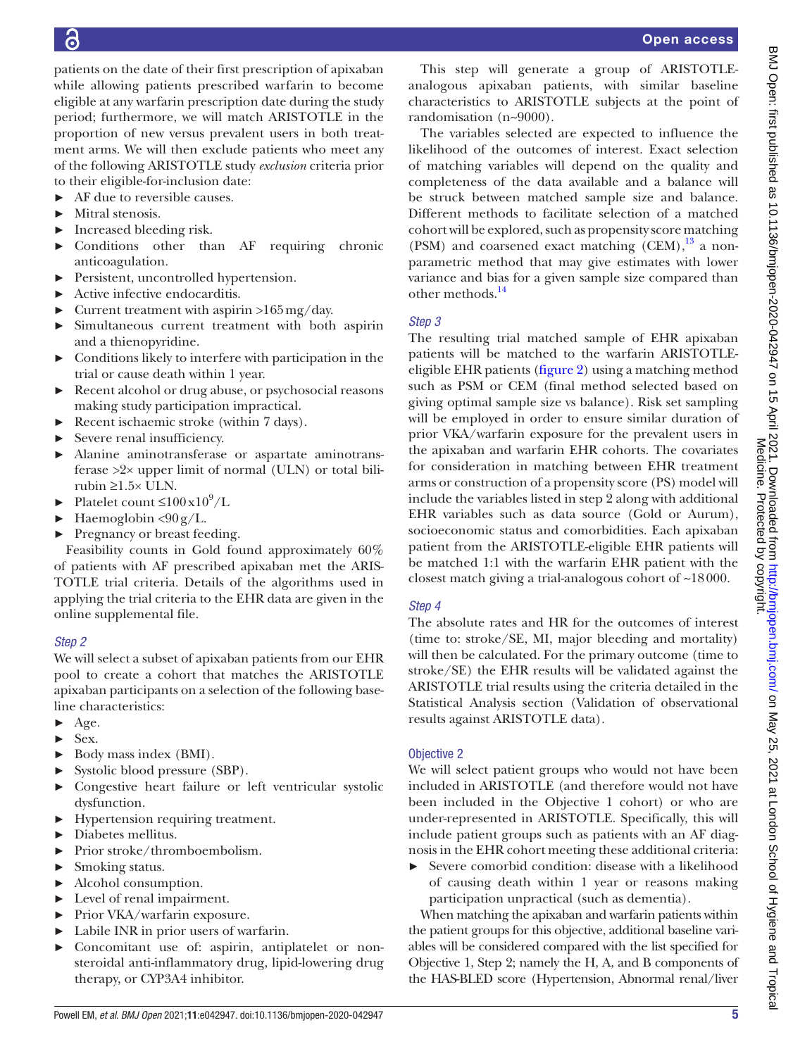patients on the date of their first prescription of apixaban while allowing patients prescribed warfarin to become eligible at any warfarin prescription date during the study period; furthermore, we will match ARISTOTLE in the proportion of new versus prevalent users in both treatment arms. We will then exclude patients who meet any of the following ARISTOTLE study *exclusion* criteria prior to their eligible-for-inclusion date:

- AF due to reversible causes.
- Mitral stenosis.
- Increased bleeding risk.
- Conditions other than AF requiring chronic anticoagulation.
- Persistent, uncontrolled hypertension.
- Active infective endocarditis.
- Current treatment with aspirin >165 mg/day.
- Simultaneous current treatment with both aspirin and a thienopyridine.
- Conditions likely to interfere with participation in the trial or cause death within 1 year.
- Recent alcohol or drug abuse, or psychosocial reasons making study participation impractical.
- Recent ischaemic stroke (within 7 days).
- Severe renal insufficiency.
- Alanine aminotransferase or aspartate aminotransferase >2× upper limit of normal (ULN) or total bilirubin ≥1.5× ULN.
- Platelet count $\leq 100 \times 10^9$/L
- Haemoglobin <90 g/L.
- Pregnancy or breast feeding.

Feasibility counts in Gold found approximately 60% of patients with AF prescribed apixaban met the ARISTOTLE trial criteria. Details of the algorithms used in applying the trial criteria to the EHR data are given in the online supplemental file.

### *Step 2*

We will select a subset of apixaban patients from our EHR pool to create a cohort that matches the ARISTOTLE apixaban participants on a selection of the following baseline characteristics:

- Age.
- Sex.
- Body mass index (BMI).
- Systolic blood pressure (SBP).
- Congestive heart failure or left ventricular systolic dysfunction.
- Hypertension requiring treatment.
- Diabetes mellitus.
- Prior stroke/thromboembolism.
- Smoking status.
- Alcohol consumption.
- Level of renal impairment.
- Prior VKA/warfarin exposure.
- Labile INR in prior users of warfarin.
- Concomitant use of: aspirin, antiplatelet or non-steroidal anti-inflammatory drug, lipid-lowering drug therapy, or CYP3A4 inhibitor.

This step will generate a group of ARISTOTLE-analogous apixaban patients, with similar baseline characteristics to ARISTOTLE subjects at the point of randomisation (n~9000).

The variables selected are expected to influence the likelihood of the outcomes of interest. Exact selection of matching variables will depend on the quality and completeness of the data available and a balance will be struck between matched sample size and balance. Different methods to facilitate selection of a matched cohort will be explored, such as propensity score matching (PSM) and coarsened exact matching (CEM),[13] a non-parametric method that may give estimates with lower variance and bias for a given sample size compared than other methods.[14]

### *Step 3*

The resulting trial matched sample of EHR apixaban patients will be matched to the warfarin ARISTOTLE-eligible EHR patients (figure 2) using a matching method such as PSM or CEM (final method selected based on giving optimal sample size vs balance). Risk set sampling will be employed in order to ensure similar duration of prior VKA/warfarin exposure for the prevalent users in the apixaban and warfarin EHR cohorts. The covariates for consideration in matching between EHR treatment arms or construction of a propensity score (PS) model will include the variables listed in step 2 along with additional EHR variables such as data source (Gold or Aurum), socioeconomic status and comorbidities. Each apixaban patient from the ARISTOTLE-eligible EHR patients will be matched 1:1 with the warfarin EHR patient with the closest match giving a trial-analogous cohort of ~18 000.

### *Step 4*

The absolute rates and HR for the outcomes of interest (time to: stroke/SE, MI, major bleeding and mortality) will then be calculated. For the primary outcome (time to stroke/SE) the EHR results will be validated against the ARISTOTLE trial results using the criteria detailed in the Statistical Analysis section (Validation of observational results against ARISTOTLE data).

## Objective 2

We will select patient groups who would not have been included in ARISTOTLE (and therefore would not have been included in the Objective 1 cohort) or who are under-represented in ARISTOTLE. Specifically, this will include patient groups such as patients with an AF diagnosis in the EHR cohort meeting these additional criteria:

- Severe comorbid condition: disease with a likelihood of causing death within 1 year or reasons making participation unpractical (such as dementia).

When matching the apixaban and warfarin patients within the patient groups for this objective, additional baseline variables will be considered compared with the list specified for Objective 1, Step 2; namely the H, A, and B components of the HAS-BLED score (Hypertension, Abnormal renal/liver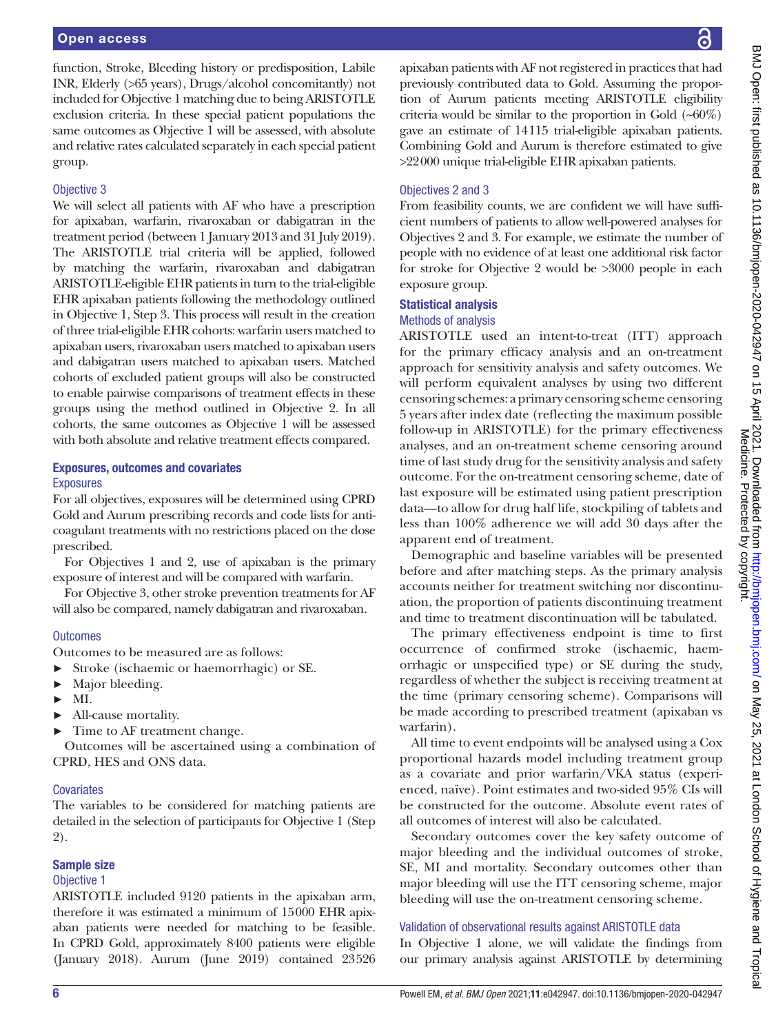function, Stroke, Bleeding history or predisposition, Labile INR, Elderly (>65 years), Drugs/alcohol concomitantly) not included for Objective 1 matching due to being ARISTOTLE exclusion criteria. In these special patient populations the same outcomes as Objective 1 will be assessed, with absolute and relative rates calculated separately in each special patient group.

### Objective 3

We will select all patients with AF who have a prescription for apixaban, warfarin, rivaroxaban or dabigatran in the treatment period (between 1 January 2013 and 31 July 2019). The ARISTOTLE trial criteria will be applied, followed by matching the warfarin, rivaroxaban and dabigatran ARISTOTLE-eligible EHR patients in turn to the trial-eligible EHR apixaban patients following the methodology outlined in Objective 1, Step 3. This process will result in the creation of three trial-eligible EHR cohorts: warfarin users matched to apixaban users, rivaroxaban users matched to apixaban users and dabigatran users matched to apixaban users. Matched cohorts of excluded patient groups will also be constructed to enable pairwise comparisons of treatment effects in these groups using the method outlined in Objective 2. In all cohorts, the same outcomes as Objective 1 will be assessed with both absolute and relative treatment effects compared.

## Exposures, outcomes and covariates

### Exposures

For all objectives, exposures will be determined using CPRD Gold and Aurum prescribing records and code lists for anticoagulant treatments with no restrictions placed on the dose prescribed.

For Objectives 1 and 2, use of apixaban is the primary exposure of interest and will be compared with warfarin.

For Objective 3, other stroke prevention treatments for AF will also be compared, namely dabigatran and rivaroxaban.

### Outcomes

Outcomes to be measured are as follows:

- Stroke (ischaemic or haemorrhagic) or SE.
- Major bleeding.
- MI.
- All-cause mortality.
- Time to AF treatment change.

Outcomes will be ascertained using a combination of CPRD, HES and ONS data.

### Covariates

The variables to be considered for matching patients are detailed in the selection of participants for Objective 1 (Step 2).

## Sample size

### Objective 1

ARISTOTLE included 9120 patients in the apixaban arm, therefore it was estimated a minimum of 15000 EHR apixaban patients were needed for matching to be feasible. In CPRD Gold, approximately 8400 patients were eligible (January 2018). Aurum (June 2019) contained 23526 apixaban patients with AF not registered in practices that had previously contributed data to Gold. Assuming the proportion of Aurum patients meeting ARISTOTLE eligibility criteria would be similar to the proportion in Gold (~60%) gave an estimate of 14115 trial-eligible apixaban patients. Combining Gold and Aurum is therefore estimated to give >22000 unique trial-eligible EHR apixaban patients.

### Objectives 2 and 3

From feasibility counts, we are confident we will have sufficient numbers of patients to allow well-powered analyses for Objectives 2 and 3. For example, we estimate the number of people with no evidence of at least one additional risk factor for stroke for Objective 2 would be >3000 people in each exposure group.

## Statistical analysis

### Methods of analysis

ARISTOTLE used an intent-to-treat (ITT) approach for the primary efficacy analysis and an on-treatment approach for sensitivity analysis and safety outcomes. We will perform equivalent analyses by using two different censoring schemes: a primary censoring scheme censoring 5 years after index date (reflecting the maximum possible follow-up in ARISTOTLE) for the primary effectiveness analyses, and an on-treatment scheme censoring around time of last study drug for the sensitivity analysis and safety outcome. For the on-treatment censoring scheme, date of last exposure will be estimated using patient prescription data—to allow for drug half life, stockpiling of tablets and less than 100% adherence we will add 30 days after the apparent end of treatment.

Demographic and baseline variables will be presented before and after matching steps. As the primary analysis accounts neither for treatment switching nor discontinuation, the proportion of patients discontinuing treatment and time to treatment discontinuation will be tabulated.

The primary effectiveness endpoint is time to first occurrence of confirmed stroke (ischaemic, haemorrhagic or unspecified type) or SE during the study, regardless of whether the subject is receiving treatment at the time (primary censoring scheme). Comparisons will be made according to prescribed treatment (apixaban vs warfarin).

All time to event endpoints will be analysed using a Cox proportional hazards model including treatment group as a covariate and prior warfarin/VKA status (experienced, naïve). Point estimates and two-sided 95% CIs will be constructed for the outcome. Absolute event rates of all outcomes of interest will also be calculated.

Secondary outcomes cover the key safety outcome of major bleeding and the individual outcomes of stroke, SE, MI and mortality. Secondary outcomes other than major bleeding will use the ITT censoring scheme, major bleeding will use the on-treatment censoring scheme.

### Validation of observational results against ARISTOTLE data

In Objective 1 alone, we will validate the findings from our primary analysis against ARISTOTLE by determining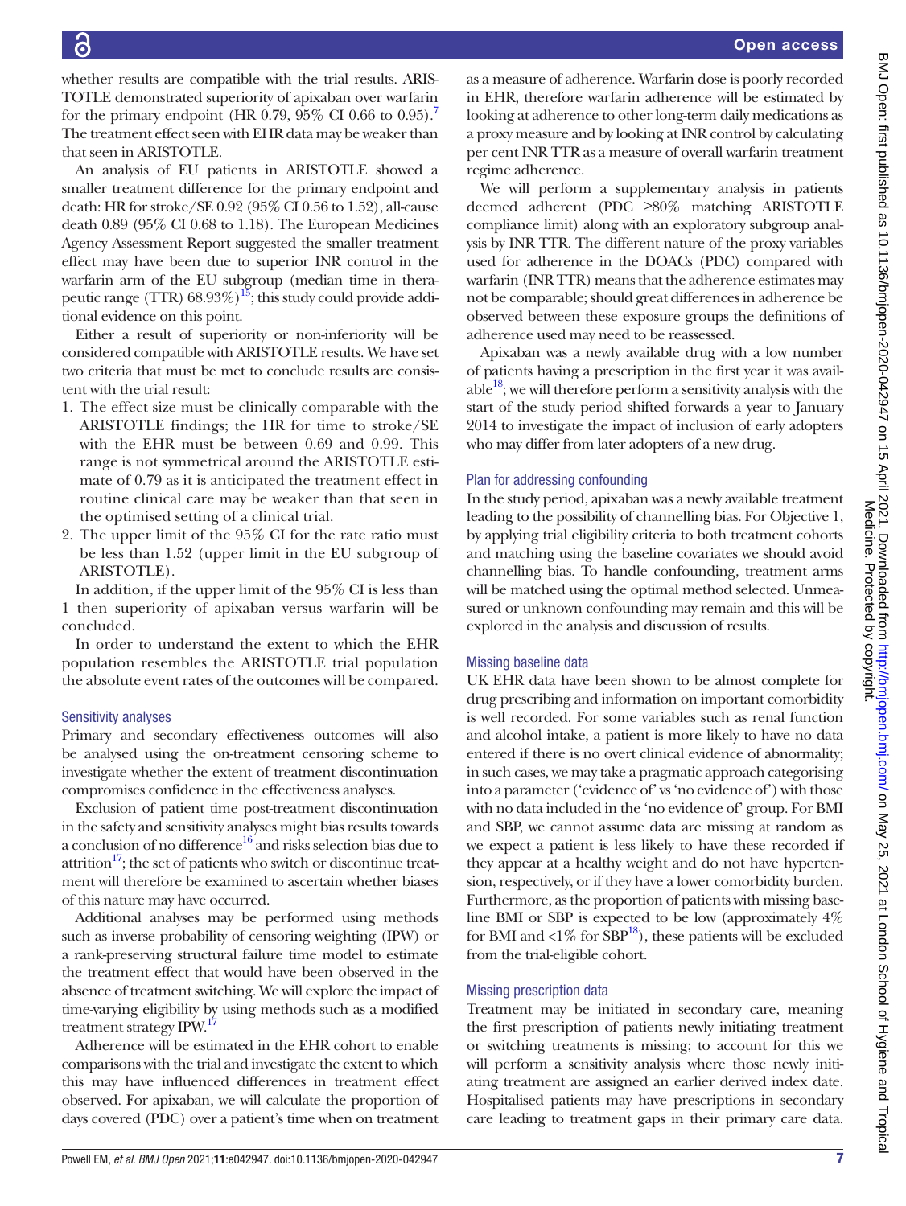whether results are compatible with the trial results. ARISTOTLE demonstrated superiority of apixaban over warfarin for the primary endpoint (HR 0.79, 95% CI 0.66 to 0.95).[7] The treatment effect seen with EHR data may be weaker than that seen in ARISTOTLE.

An analysis of EU patients in ARISTOTLE showed a smaller treatment difference for the primary endpoint and death: HR for stroke/SE 0.92 (95% CI 0.56 to 1.52), all-cause death 0.89 (95% CI 0.68 to 1.18). The European Medicines Agency Assessment Report suggested the smaller treatment effect may have been due to superior INR control in the warfarin arm of the EU subgroup (median time in therapeutic range (TTR) 68.93%)[15]; this study could provide additional evidence on this point.

Either a result of superiority or non-inferiority will be considered compatible with ARISTOTLE results. We have set two criteria that must be met to conclude results are consistent with the trial result:

1. The effect size must be clinically comparable with the ARISTOTLE findings; the HR for time to stroke/SE with the EHR must be between 0.69 and 0.99. This range is not symmetrical around the ARISTOTLE estimate of 0.79 as it is anticipated the treatment effect in routine clinical care may be weaker than that seen in the optimised setting of a clinical trial.
2. The upper limit of the 95% CI for the rate ratio must be less than 1.52 (upper limit in the EU subgroup of ARISTOTLE).

In addition, if the upper limit of the 95% CI is less than 1 then superiority of apixaban versus warfarin will be concluded.

In order to understand the extent to which the EHR population resembles the ARISTOTLE trial population the absolute event rates of the outcomes will be compared.

### Sensitivity analyses

Primary and secondary effectiveness outcomes will also be analysed using the on-treatment censoring scheme to investigate whether the extent of treatment discontinuation compromises confidence in the effectiveness analyses.

Exclusion of patient time post-treatment discontinuation in the safety and sensitivity analyses might bias results towards a conclusion of no difference[16] and risks selection bias due to attrition[17]; the set of patients who switch or discontinue treatment will therefore be examined to ascertain whether biases of this nature may have occurred.

Additional analyses may be performed using methods such as inverse probability of censoring weighting (IPW) or a rank-preserving structural failure time model to estimate the treatment effect that would have been observed in the absence of treatment switching. We will explore the impact of time-varying eligibility by using methods such as a modified treatment strategy IPW.[17]

Adherence will be estimated in the EHR cohort to enable comparisons with the trial and investigate the extent to which this may have influenced differences in treatment effect observed. For apixaban, we will calculate the proportion of days covered (PDC) over a patient's time when on treatment as a measure of adherence. Warfarin dose is poorly recorded in EHR, therefore warfarin adherence will be estimated by looking at adherence to other long-term daily medications as a proxy measure and by looking at INR control by calculating per cent INR TTR as a measure of overall warfarin treatment regime adherence.

We will perform a supplementary analysis in patients deemed adherent (PDC ≥80% matching ARISTOTLE compliance limit) along with an exploratory subgroup analysis by INR TTR. The different nature of the proxy variables used for adherence in the DOACs (PDC) compared with warfarin (INR TTR) means that the adherence estimates may not be comparable; should great differences in adherence be observed between these exposure groups the definitions of adherence used may need to be reassessed.

Apixaban was a newly available drug with a low number of patients having a prescription in the first year it was available[18]; we will therefore perform a sensitivity analysis with the start of the study period shifted forwards a year to January 2014 to investigate the impact of inclusion of early adopters who may differ from later adopters of a new drug.

### Plan for addressing confounding

In the study period, apixaban was a newly available treatment leading to the possibility of channelling bias. For Objective 1, by applying trial eligibility criteria to both treatment cohorts and matching using the baseline covariates we should avoid channelling bias. To handle confounding, treatment arms will be matched using the optimal method selected. Unmeasured or unknown confounding may remain and this will be explored in the analysis and discussion of results.

### Missing baseline data

UK EHR data have been shown to be almost complete for drug prescribing and information on important comorbidity is well recorded. For some variables such as renal function and alcohol intake, a patient is more likely to have no data entered if there is no overt clinical evidence of abnormality; in such cases, we may take a pragmatic approach categorising into a parameter ('evidence of' vs 'no evidence of') with those with no data included in the 'no evidence of' group. For BMI and SBP, we cannot assume data are missing at random as we expect a patient is less likely to have these recorded if they appear at a healthy weight and do not have hypertension, respectively, or if they have a lower comorbidity burden. Furthermore, as the proportion of patients with missing baseline BMI or SBP is expected to be low (approximately 4% for BMI and <1% for SBP[18]), these patients will be excluded from the trial-eligible cohort.

### Missing prescription data

Treatment may be initiated in secondary care, meaning the first prescription of patients newly initiating treatment or switching treatments is missing; to account for this we will perform a sensitivity analysis where those newly initiating treatment are assigned an earlier derived index date. Hospitalised patients may have prescriptions in secondary care leading to treatment gaps in their primary care data.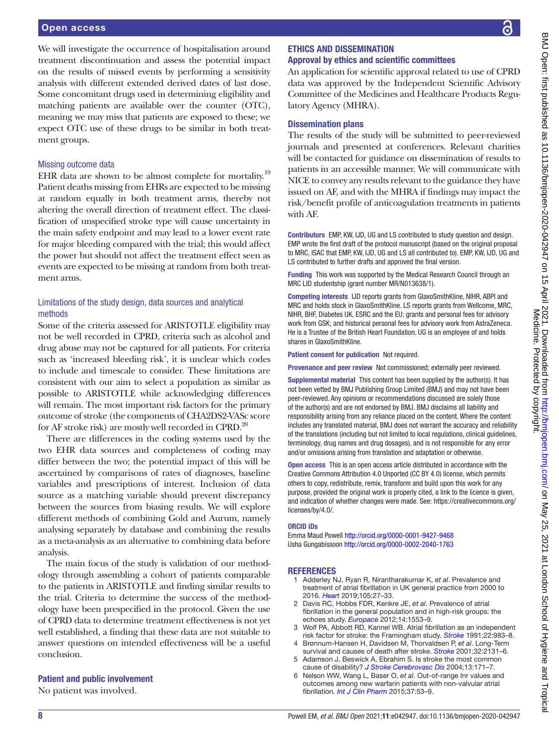We will investigate the occurrence of hospitalisation around treatment discontinuation and assess the potential impact on the results of missed events by performing a sensitivity analysis with different extended derived dates of last dose. Some concomitant drugs used in determining eligibility and matching patients are available over the counter (OTC), meaning we may miss that patients are exposed to these; we expect OTC use of these drugs to be similar in both treatment groups.

### Missing outcome data

EHR data are shown to be almost complete for mortality.[19] Patient deaths missing from EHRs are expected to be missing at random equally in both treatment arms, thereby not altering the overall direction of treatment effect. The classification of unspecified stroke type will cause uncertainty in the main safety endpoint and may lead to a lower event rate for major bleeding compared with the trial; this would affect the power but should not affect the treatment effect seen as events are expected to be missing at random from both treatment arms.

### Limitations of the study design, data sources and analytical methods

Some of the criteria assessed for ARISTOTLE eligibility may not be well recorded in CPRD, criteria such as alcohol and drug abuse may not be captured for all patients. For criteria such as 'increased bleeding risk', it is unclear which codes to include and timescale to consider. These limitations are consistent with our aim to select a population as similar as possible to ARISTOTLE while acknowledging differences will remain. The most important risk factors for the primary outcome of stroke (the components of CHA2DS2-VASc score for AF stroke risk) are mostly well recorded in CPRD.[20]

There are differences in the coding systems used by the two EHR data sources and completeness of coding may differ between the two; the potential impact of this will be ascertained by comparisons of rates of diagnoses, baseline variables and prescriptions of interest. Inclusion of data source as a matching variable should prevent discrepancy between the sources from biasing results. We will explore different methods of combining Gold and Aurum, namely analysing separately by database and combining the results as a meta-analysis as an alternative to combining data before analysis.

The main focus of the study is validation of our methodology through assembling a cohort of patients comparable to the patients in ARISTOTLE and finding similar results to the trial. Criteria to determine the success of the methodology have been prespecified in the protocol. Given the use of CPRD data to determine treatment effectiveness is not yet well established, a finding that these data are not suitable to answer questions on intended effectiveness will be a useful conclusion.

## Patient and public involvement

No patient was involved.

## ETHICS AND DISSEMINATION

### Approval by ethics and scientific committees

An application for scientific approval related to use of CPRD data was approved by the Independent Scientific Advisory Committee of the Medicines and Healthcare Products Regulatory Agency (MHRA).

### Dissemination plans

The results of the study will be submitted to peer-reviewed journals and presented at conferences. Relevant charities will be contacted for guidance on dissemination of results to patients in an accessible manner. We will communicate with NICE to convey any results relevant to the guidance they have issued on AF, and with the MHRA if findings may impact the risk/benefit profile of anticoagulation treatments in patients with AF.

**Contributors** EMP, KW, IJD, UG and LS contributed to study question and design. EMP wrote the first draft of the protocol manuscript (based on the original proposal to MRC, ISAC that EMP, KW, IJD, UG and LS all contributed to). EMP, KW, IJD, UG and LS contributed to further drafts and approved the final version.

**Funding** This work was supported by the Medical Research Council through an MRC LID studentship (grant number MR/N013638/1).

**Competing interests** IJD reports grants from GlaxoSmithKline, NIHR, ABPI and MRC and holds stock in GlaxoSmithKline. LS reports grants from Wellcome, MRC, NIHR, BHF, Diabetes UK, ESRC and the EU; grants and personal fees for advisory work from GSK; and historical personal fees for advisory work from AstraZeneca. He is a Trustee of the British Heart Foundation. UG is an employee of and holds shares in GlaxoSmithKline.

**Patient consent for publication** Not required.

**Provenance and peer review** Not commissioned; externally peer reviewed.

**Supplemental material** This content has been supplied by the author(s). It has not been vetted by BMJ Publishing Group Limited (BMJ) and may not have been peer-reviewed. Any opinions or recommendations discussed are solely those of the author(s) and are not endorsed by BMJ. BMJ disclaims all liability and responsibility arising from any reliance placed on the content. Where the content includes any translated material, BMJ does not warrant the accuracy and reliability of the translations (including but not limited to local regulations, clinical guidelines, terminology, drug names and drug dosages), and is not responsible for any error and/or omissions arising from translation and adaptation or otherwise.

**Open access** This is an open access article distributed in accordance with the Creative Commons Attribution 4.0 Unported (CC BY 4.0) license, which permits others to copy, redistribute, remix, transform and build upon this work for any purpose, provided the original work is properly cited, a link to the licence is given, and indication of whether changes were made. See: https://creativecommons.org/licenses/by/4.0/.

### ORCID iDs

Emma Maud Powell http://orcid.org/0000-0001-9427-9468
Usha Gungabissoon http://orcid.org/0000-0002-2040-1763

## REFERENCES

1. Adderley NJ, Ryan R, Nirantharakumar K, *et al*. Prevalence and treatment of atrial fibrillation in UK general practice from 2000 to 2016. *Heart* 2019;105:27–33.
2. Davis RC, Hobbs FDR, Kenkre JE, *et al*. Prevalence of atrial fibrillation in the general population and in high-risk groups: the echoes study. *Europace* 2012;14:1553–9.
3. Wolf PA, Abbott RD, Kannel WB. Atrial fibrillation as an independent risk factor for stroke: the Framingham study. *Stroke* 1991;22:983–8.
4. Brønnum-Hansen H, Davidsen M, Thorvaldsen P, *et al*. Long-Term survival and causes of death after stroke. *Stroke* 2001;32:2131–6.
5. Adamson J, Beswick A, Ebrahim S. Is stroke the most common cause of disability? *J Stroke Cerebrovasc Dis* 2004;13:171–7.
6. Nelson WW, Wang L, Baser O, *et al*. Out-of-range Inr values and outcomes among new warfarin patients with non-valvular atrial fibrillation. *Int J Clin Pharm* 2015;37:53–9.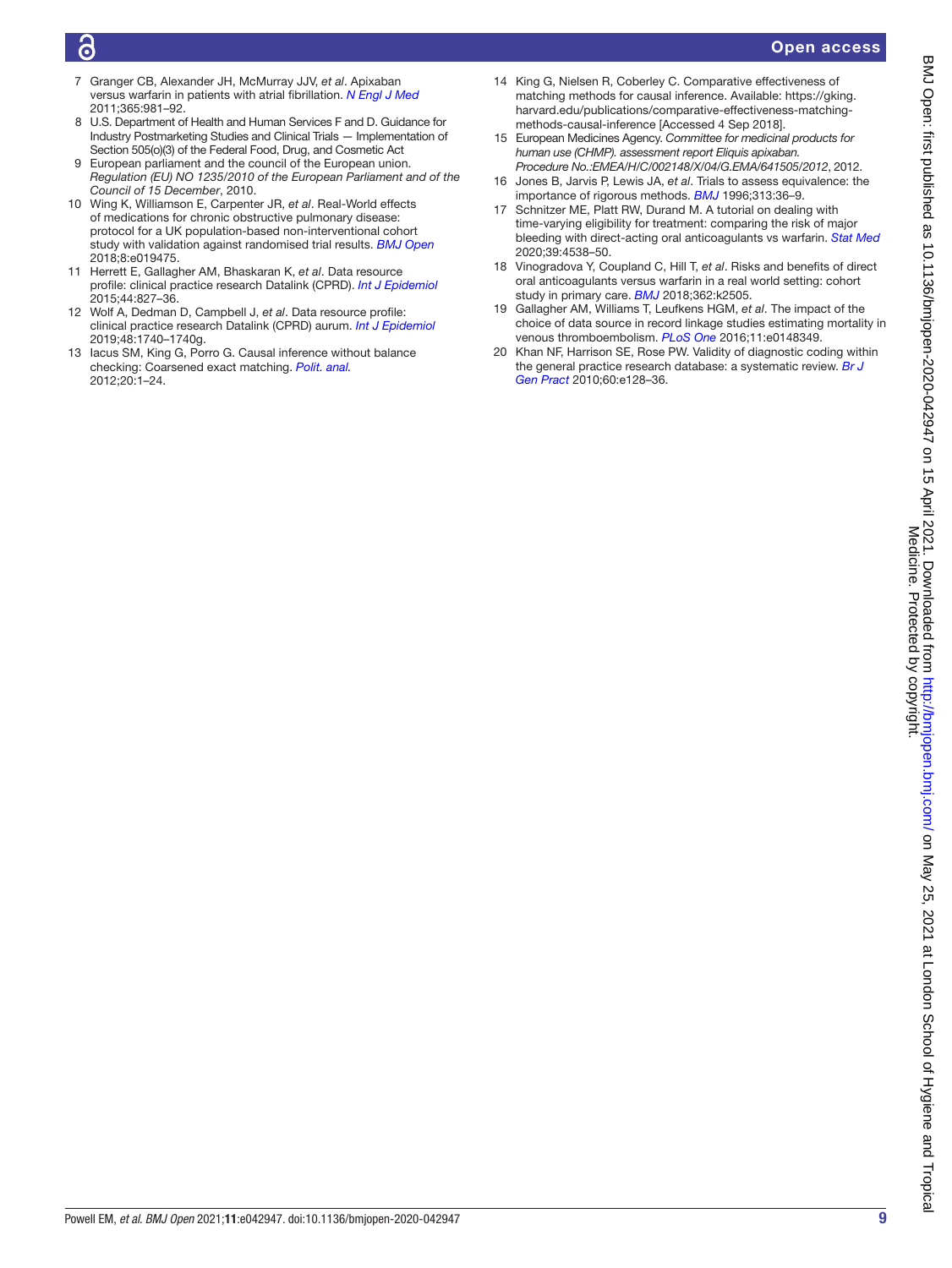7. Granger CB, Alexander JH, McMurray JJV, *et al*. Apixaban versus warfarin in patients with atrial fibrillation. *N Engl J Med* 2011;365:981–92.
8. U.S. Department of Health and Human Services F and D. Guidance for Industry Postmarketing Studies and Clinical Trials — Implementation of Section 505(o)(3) of the Federal Food, Drug, and Cosmetic Act
9. European parliament and the council of the European union. *Regulation (EU) NO 1235/2010 of the European Parliament and of the Council of 15 December*, 2010.
10. Wing K, Williamson E, Carpenter JR, *et al*. Real-World effects of medications for chronic obstructive pulmonary disease: protocol for a UK population-based non-interventional cohort study with validation against randomised trial results. *BMJ Open* 2018;8:e019475.
11. Herrett E, Gallagher AM, Bhaskaran K, *et al*. Data resource profile: clinical practice research Datalink (CPRD). *Int J Epidemiol* 2015;44:827–36.
12. Wolf A, Dedman D, Campbell J, *et al*. Data resource profile: clinical practice research Datalink (CPRD) aurum. *Int J Epidemiol* 2019;48:1740–1740g.
13. Iacus SM, King G, Porro G. Causal inference without balance checking: Coarsened exact matching. *Polit. anal.* 2012;20:1–24.
14. King G, Nielsen R, Coberley C. Comparative effectiveness of matching methods for causal inference. Available: https://gking.harvard.edu/publications/comparative-effectiveness-matching-methods-causal-inference [Accessed 4 Sep 2018].
15. European Medicines Agency. *Committee for medicinal products for human use (CHMP). assessment report Eliquis apixaban. Procedure No.:EMEA/H/C/002148/X/04/G.EMA/641505/2012*, 2012.
16. Jones B, Jarvis P, Lewis JA, *et al*. Trials to assess equivalence: the importance of rigorous methods. *BMJ* 1996;313:36–9.
17. Schnitzer ME, Platt RW, Durand M. A tutorial on dealing with time-varying eligibility for treatment: comparing the risk of major bleeding with direct-acting oral anticoagulants vs warfarin. *Stat Med* 2020;39:4538–50.
18. Vinogradova Y, Coupland C, Hill T, *et al*. Risks and benefits of direct oral anticoagulants versus warfarin in a real world setting: cohort study in primary care. *BMJ* 2018;362:k2505.
19. Gallagher AM, Williams T, Leufkens HGM, *et al*. The impact of the choice of data source in record linkage studies estimating mortality in venous thromboembolism. *PLoS One* 2016;11:e0148349.
20. Khan NF, Harrison SE, Rose PW. Validity of diagnostic coding within the general practice research database: a systematic review. *Br J Gen Pract* 2010;60:e128–36.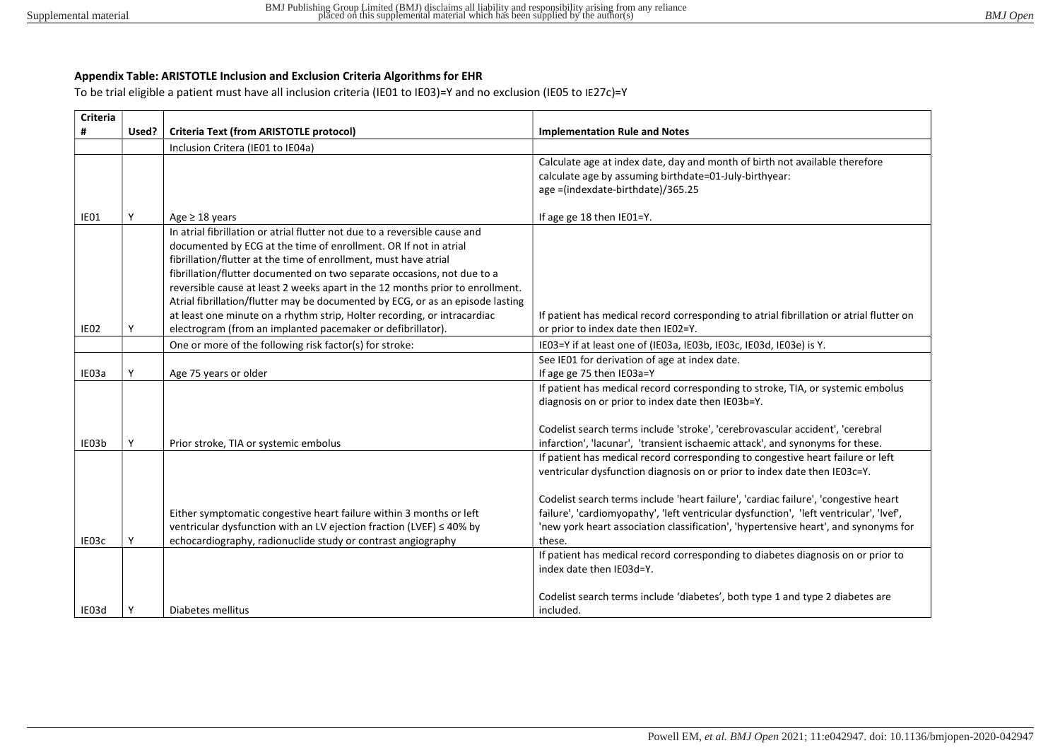**Appendix Table: ARISTOTLE Inclusion and Exclusion Criteria Algorithms for EHR**

To be trial eligible a patient must have all inclusion criteria (IE01 to IE03)=Y and no exclusion (IE05 to IE27c)=Y

| Criteria # | Used? | Criteria Text (from ARISTOTLE protocol) | Implementation Rule and Notes |
|---|---|---|---|
| | | Inclusion Critera (IE01 to IE04a) | |
| IE01 | Y | Age ≥ 18 years | Calculate age at index date, day and month of birth not available therefore calculate age by assuming birthdate=01-July-birthyear: age =(indexdate-birthdate)/365.25<br><br>If age ge 18 then IE01=Y. |
| IE02 | Y | In atrial fibrillation or atrial flutter not due to a reversible cause and documented by ECG at the time of enrollment. OR If not in atrial fibrillation/flutter at the time of enrollment, must have atrial fibrillation/flutter documented on two separate occasions, not due to a reversible cause at least 2 weeks apart in the 12 months prior to enrollment. Atrial fibrillation/flutter may be documented by ECG, or as an episode lasting at least one minute on a rhythm strip, Holter recording, or intracardiac electrogram (from an implanted pacemaker or defibrillator). | If patient has medical record corresponding to atrial fibrillation or atrial flutter on or prior to index date then IE02=Y. |
| | | One or more of the following risk factor(s) for stroke: | IE03=Y if at least one of (IE03a, IE03b, IE03c, IE03d, IE03e) is Y. |
| IE03a | Y | Age 75 years or older | See IE01 for derivation of age at index date.<br>If age ge 75 then IE03a=Y |
| IE03b | Y | Prior stroke, TIA or systemic embolus | If patient has medical record corresponding to stroke, TIA, or systemic embolus diagnosis on or prior to index date then IE03b=Y.<br><br>Codelist search terms include 'stroke', 'cerebrovascular accident', 'cerebral infarction', 'lacunar', 'transient ischaemic attack', and synonyms for these. |
| IE03c | Y | Either symptomatic congestive heart failure within 3 months or left ventricular dysfunction with an LV ejection fraction (LVEF) ≤ 40% by echocardiography, radionuclide study or contrast angiography | If patient has medical record corresponding to congestive heart failure or left ventricular dysfunction diagnosis on or prior to index date then IE03c=Y.<br><br>Codelist search terms include 'heart failure', 'cardiac failure', 'congestive heart failure', 'cardiomyopathy', 'left ventricular dysfunction', 'left ventricular', 'lvef', 'new york heart association classification', 'hypertensive heart', and synonyms for these. |
| IE03d | Y | Diabetes mellitus | If patient has medical record corresponding to diabetes diagnosis on or prior to index date then IE03d=Y.<br><br>Codelist search terms include 'diabetes', both type 1 and type 2 diabetes are included. |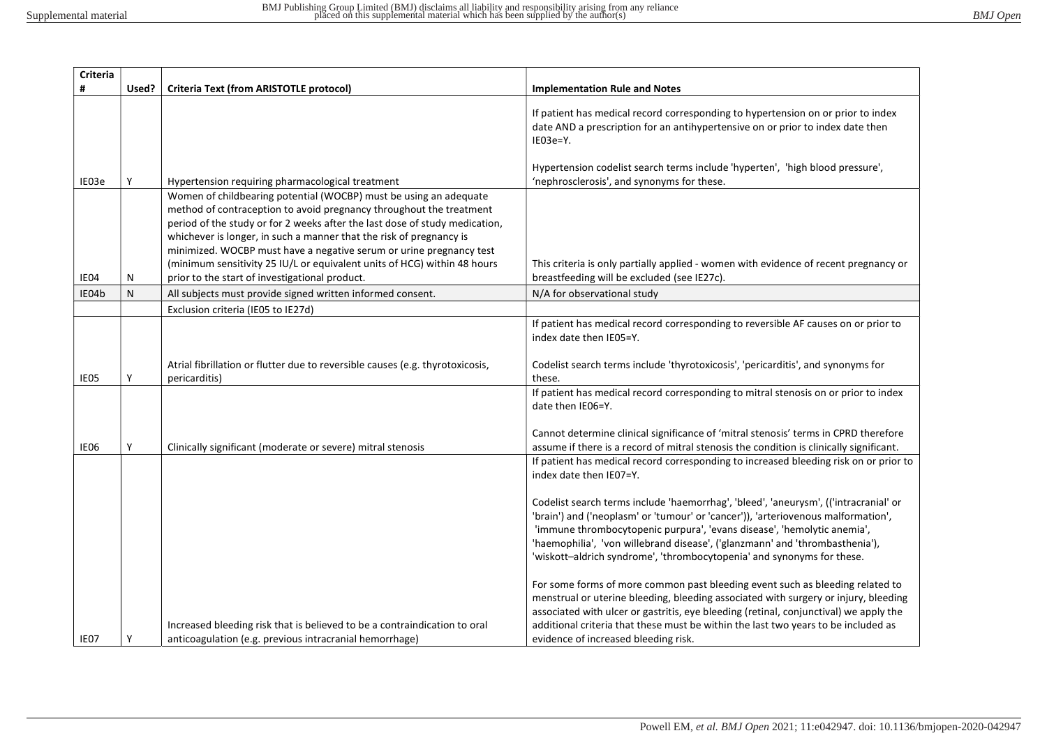| Criteria # | Used? | Criteria Text (from ARISTOTLE protocol) | Implementation Rule and Notes |
|---|---|---|---|
| IE03e | Y | Hypertension requiring pharmacological treatment | If patient has medical record corresponding to hypertension on or prior to index date AND a prescription for an antihypertensive on or prior to index date then IE03e=Y.<br><br>Hypertension codelist search terms include 'hyperten', 'high blood pressure', 'nephrosclerosis', and synonyms for these. |
| IE04 | N | Women of childbearing potential (WOCBP) must be using an adequate method of contraception to avoid pregnancy throughout the treatment period of the study or for 2 weeks after the last dose of study medication, whichever is longer, in such a manner that the risk of pregnancy is minimized. WOCBP must have a negative serum or urine pregnancy test (minimum sensitivity 25 IU/L or equivalent units of HCG) within 48 hours prior to the start of investigational product. | This criteria is only partially applied - women with evidence of recent pregnancy or breastfeeding will be excluded (see IE27c). |
| IE04b | N | All subjects must provide signed written informed consent. | N/A for observational study |
| | | Exclusion criteria (IE05 to IE27d) | |
| IE05 | Y | Atrial fibrillation or flutter due to reversible causes (e.g. thyrotoxicosis, pericarditis) | If patient has medical record corresponding to reversible AF causes on or prior to index date then IE05=Y.<br><br>Codelist search terms include 'thyrotoxicosis', 'pericarditis', and synonyms for these. |
| IE06 | Y | Clinically significant (moderate or severe) mitral stenosis | If patient has medical record corresponding to mitral stenosis on or prior to index date then IE06=Y.<br><br>Cannot determine clinical significance of 'mitral stenosis' terms in CPRD therefore assume if there is a record of mitral stenosis the condition is clinically significant. |
| IE07 | Y | Increased bleeding risk that is believed to be a contraindication to oral anticoagulation (e.g. previous intracranial hemorrhage) | If patient has medical record corresponding to increased bleeding risk on or prior to index date then IE07=Y.<br><br>Codelist search terms include 'haemorrhag', 'bleed', 'aneurysm', (('intracranial' or 'brain') and ('neoplasm' or 'tumour' or 'cancer')), 'arteriovenous malformation', 'immune thrombocytopenic purpura', 'evans disease', 'hemolytic anemia', 'haemophilia', 'von willebrand disease', ('glanzmann' and 'thrombasthenia'), 'wiskott–aldrich syndrome', 'thrombocytopenia' and synonyms for these.<br><br>For some forms of more common past bleeding event such as bleeding related to menstrual or uterine bleeding, bleeding associated with surgery or injury, bleeding associated with ulcer or gastritis, eye bleeding (retinal, conjunctival) we apply the additional criteria that these must be within the last two years to be included as evidence of increased bleeding risk. |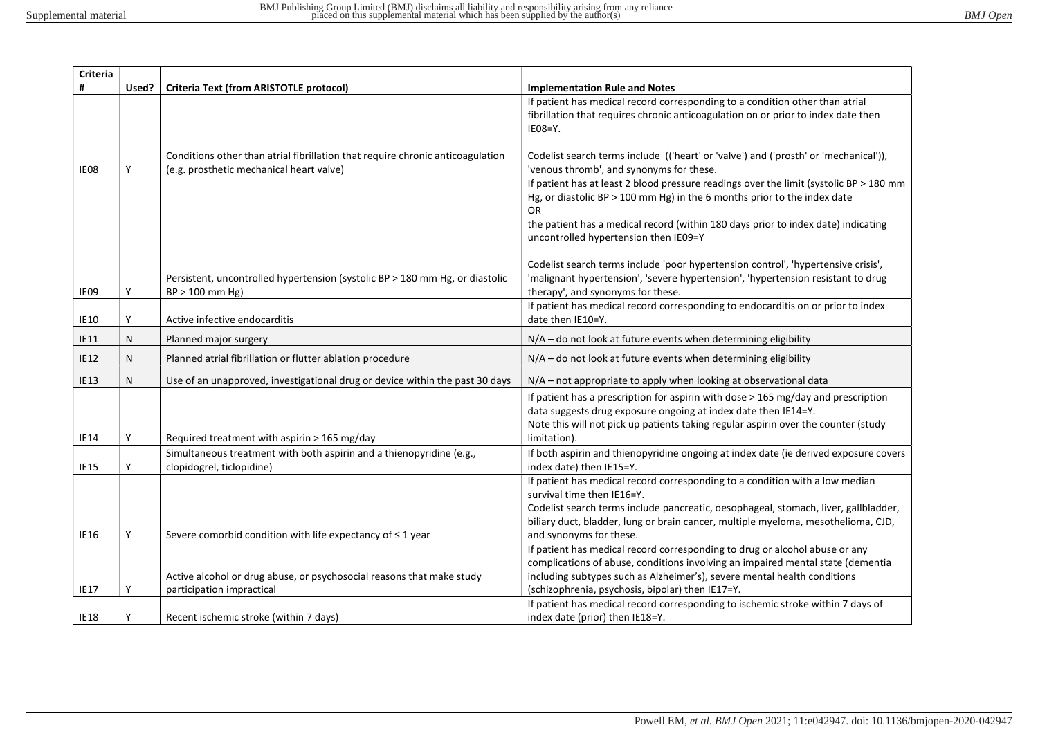| Criteria # | Used? | Criteria Text (from ARISTOTLE protocol) | Implementation Rule and Notes |
|---|---|---|---|
| IE08 | Y | Conditions other than atrial fibrillation that require chronic anticoagulation (e.g. prosthetic mechanical heart valve) | If patient has medical record corresponding to a condition other than atrial fibrillation that requires chronic anticoagulation on or prior to index date then IE08=Y.<br><br>Codelist search terms include (('heart' or 'valve') and ('prosth' or 'mechanical')), 'venous thromb', and synonyms for these. |
| IE09 | Y | Persistent, uncontrolled hypertension (systolic BP > 180 mm Hg, or diastolic BP > 100 mm Hg) | If patient has at least 2 blood pressure readings over the limit (systolic BP > 180 mm Hg, or diastolic BP > 100 mm Hg) in the 6 months prior to the index date<br>OR<br>the patient has a medical record (within 180 days prior to index date) indicating uncontrolled hypertension then IE09=Y<br><br>Codelist search terms include 'poor hypertension control', 'hypertensive crisis', 'malignant hypertension', 'severe hypertension', 'hypertension resistant to drug therapy', and synonyms for these. |
| IE10 | Y | Active infective endocarditis | If patient has medical record corresponding to endocarditis on or prior to index date then IE10=Y. |
| IE11 | N | Planned major surgery | N/A – do not look at future events when determining eligibility |
| IE12 | N | Planned atrial fibrillation or flutter ablation procedure | N/A – do not look at future events when determining eligibility |
| IE13 | N | Use of an unapproved, investigational drug or device within the past 30 days | N/A – not appropriate to apply when looking at observational data |
| IE14 | Y | Required treatment with aspirin > 165 mg/day | If patient has a prescription for aspirin with dose > 165 mg/day and prescription data suggests drug exposure ongoing at index date then IE14=Y.<br>Note this will not pick up patients taking regular aspirin over the counter (study limitation). |
| IE15 | Y | Simultaneous treatment with both aspirin and a thienopyridine (e.g., clopidogrel, ticlopidine) | If both aspirin and thienopyridine ongoing at index date (ie derived exposure covers index date) then IE15=Y. |
| IE16 | Y | Severe comorbid condition with life expectancy of ≤ 1 year | If patient has medical record corresponding to a condition with a low median survival time then IE16=Y.<br>Codelist search terms include pancreatic, oesophageal, stomach, liver, gallbladder, biliary duct, bladder, lung or brain cancer, multiple myeloma, mesothelioma, CJD, and synonyms for these. |
| IE17 | Y | Active alcohol or drug abuse, or psychosocial reasons that make study participation impractical | If patient has medical record corresponding to drug or alcohol abuse or any complications of abuse, conditions involving an impaired mental state (dementia including subtypes such as Alzheimer's), severe mental health conditions (schizophrenia, psychosis, bipolar) then IE17=Y. |
| IE18 | Y | Recent ischemic stroke (within 7 days) | If patient has medical record corresponding to ischemic stroke within 7 days of index date (prior) then IE18=Y. |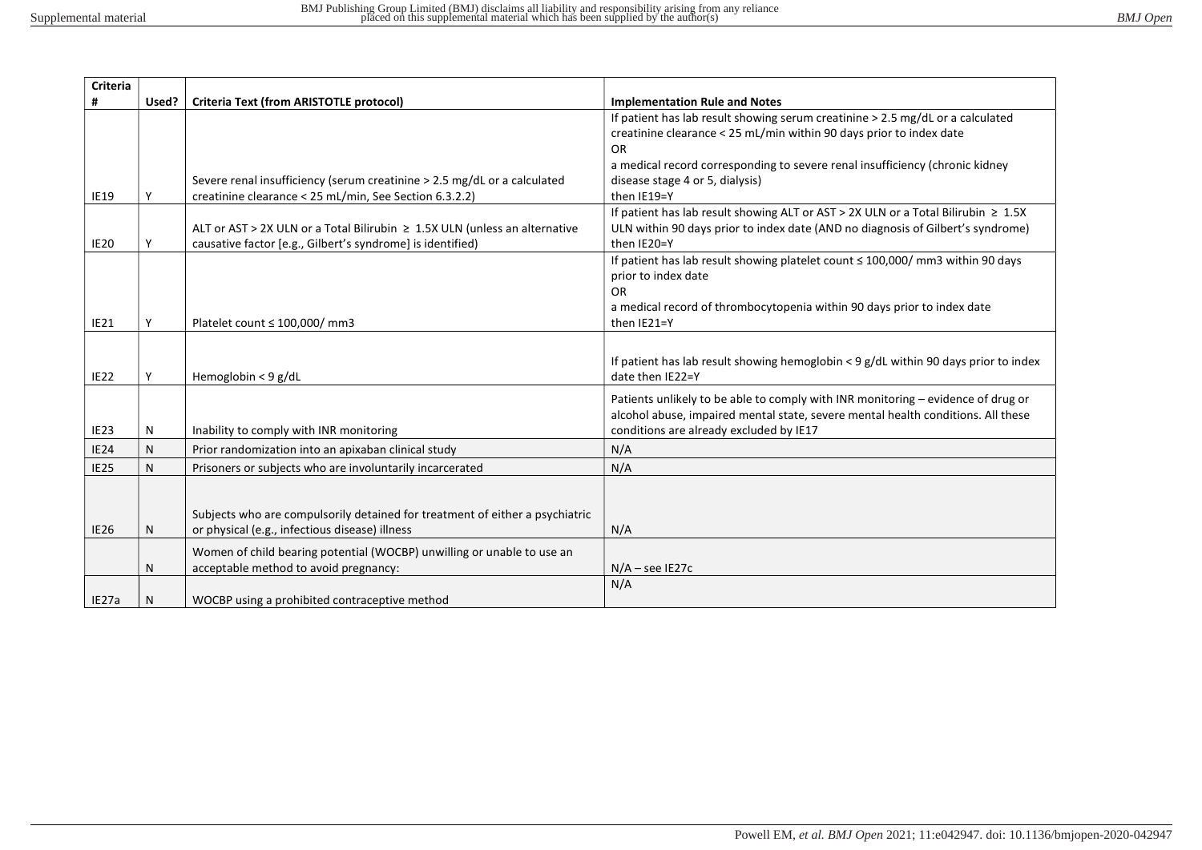| Criteria # | Used? | Criteria Text (from ARISTOTLE protocol) | Implementation Rule and Notes |
|---|---|---|---|
| IE19 | Y | Severe renal insufficiency (serum creatinine > 2.5 mg/dL or a calculated creatinine clearance < 25 mL/min, See Section 6.3.2.2) | If patient has lab result showing serum creatinine > 2.5 mg/dL or a calculated creatinine clearance < 25 mL/min within 90 days prior to index date<br>OR<br>a medical record corresponding to severe renal insufficiency (chronic kidney disease stage 4 or 5, dialysis)<br>then IE19=Y |
| IE20 | Y | ALT or AST > 2X ULN or a Total Bilirubin ≥ 1.5X ULN (unless an alternative causative factor [e.g., Gilbert's syndrome] is identified) | If patient has lab result showing ALT or AST > 2X ULN or a Total Bilirubin ≥ 1.5X ULN within 90 days prior to index date (AND no diagnosis of Gilbert's syndrome) then IE20=Y |
| IE21 | Y | Platelet count ≤ 100,000/ mm3 | If patient has lab result showing platelet count ≤ 100,000/ mm3 within 90 days prior to index date<br>OR<br>a medical record of thrombocytopenia within 90 days prior to index date<br>then IE21=Y |
| IE22 | Y | Hemoglobin < 9 g/dL | If patient has lab result showing hemoglobin < 9 g/dL within 90 days prior to index date then IE22=Y |
| IE23 | N | Inability to comply with INR monitoring | Patients unlikely to be able to comply with INR monitoring – evidence of drug or alcohol abuse, impaired mental state, severe mental health conditions. All these conditions are already excluded by IE17 |
| IE24 | N | Prior randomization into an apixaban clinical study | N/A |
| IE25 | N | Prisoners or subjects who are involuntarily incarcerated | N/A |
| IE26 | N | Subjects who are compulsorily detained for treatment of either a psychiatric or physical (e.g., infectious disease) illness | N/A |
| | N | Women of child bearing potential (WOCBP) unwilling or unable to use an acceptable method to avoid pregnancy: | N/A – see IE27c |
| IE27a | N | WOCBP using a prohibited contraceptive method | N/A |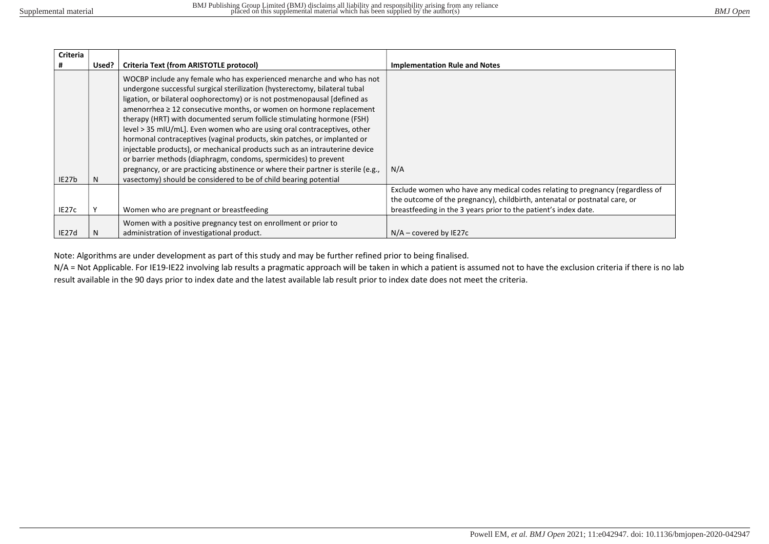| Criteria # | Used? | Criteria Text (from ARISTOTLE protocol) | Implementation Rule and Notes |
|---|---|---|---|
| IE27b | N | WOCBP include any female who has experienced menarche and who has not undergone successful surgical sterilization (hysterectomy, bilateral tubal ligation, or bilateral oophorectomy) or is not postmenopausal [defined as amenorrhea ≥ 12 consecutive months, or women on hormone replacement therapy (HRT) with documented serum follicle stimulating hormone (FSH) level > 35 mIU/mL]. Even women who are using oral contraceptives, other hormonal contraceptives (vaginal products, skin patches, or implanted or injectable products), or mechanical products such as an intrauterine device or barrier methods (diaphragm, condoms, spermicides) to prevent pregnancy, or are practicing abstinence or where their partner is sterile (e.g., vasectomy) should be considered to be of child bearing potential | N/A |
| IE27c | Y | Women who are pregnant or breastfeeding | Exclude women who have any medical codes relating to pregnancy (regardless of the outcome of the pregnancy), childbirth, antenatal or postnatal care, or breastfeeding in the 3 years prior to the patient's index date. |
| IE27d | N | Women with a positive pregnancy test on enrollment or prior to administration of investigational product. | N/A – covered by IE27c |

Note: Algorithms are under development as part of this study and may be further refined prior to being finalised.

N/A = Not Applicable. For IE19-IE22 involving lab results a pragmatic approach will be taken in which a patient is assumed not to have the exclusion criteria if there is no lab result available in the 90 days prior to index date and the latest available lab result prior to index date does not meet the criteria.